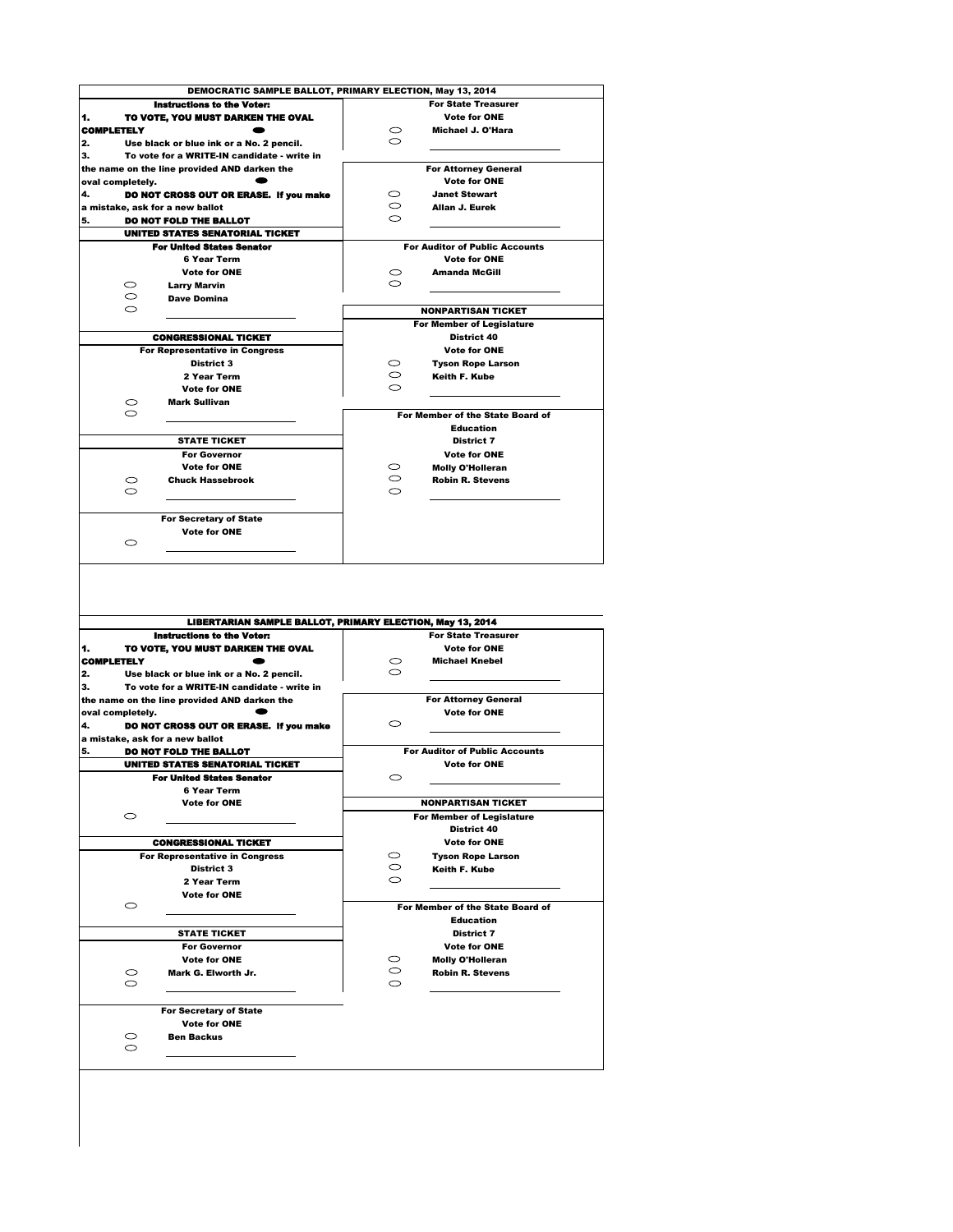# DEMOCRATIC SAMPLE BALLOT, PRIMARY ELECTION, May 13, 2014

**Instructions to the Voter:**

1. **TO VOTE, YOU MUST DARKEN THE OVAL COMPLETELY** ⬬
2. Use black or blue ink or a No. 2 pencil.
3. To vote for a WRITE-IN candidate - write in the name on the line provided AND darken the oval completely. ⬬
4. **DO NOT CROSS OUT OR ERASE. If you make a mistake, ask for a new ballot**
5. **DO NOT FOLD THE BALLOT**

## UNITED STATES SENATORIAL TICKET

**For United States Senator**
6 Year Term
Vote for ONE

- ⬭ Larry Marvin
- ⬭ Dave Domina
- ⬭ ____________________

## CONGRESSIONAL TICKET

**For Representative in Congress**
District 3
2 Year Term
Vote for ONE

- ⬭ Mark Sullivan
- ⬭ ____________________

## STATE TICKET

**For Governor**
Vote for ONE

- ⬭ Chuck Hassebrook
- ⬭ ____________________

**For Secretary of State**
Vote for ONE

- ⬭ ____________________

**For State Treasurer**
Vote for ONE

- ⬭ Michael J. O'Hara
- ⬭ ____________________

**For Attorney General**
Vote for ONE

- ⬭ Janet Stewart
- ⬭ Allan J. Eurek
- ⬭ ____________________

**For Auditor of Public Accounts**
Vote for ONE

- ⬭ Amanda McGill
- ⬭ ____________________

## NONPARTISAN TICKET

**For Member of Legislature**
District 40
Vote for ONE

- ⬭ Tyson Rope Larson
- ⬭ Keith F. Kube
- ⬭ ____________________

**For Member of the State Board of Education**
District 7
Vote for ONE

- ⬭ Molly O'Holleran
- ⬭ Robin R. Stevens
- ⬭ ____________________

# LIBERTARIAN SAMPLE BALLOT, PRIMARY ELECTION, May 13, 2014

**Instructions to the Voter:**

1. **TO VOTE, YOU MUST DARKEN THE OVAL COMPLETELY** ⬬
2. Use black or blue ink or a No. 2 pencil.
3. To vote for a WRITE-IN candidate - write in the name on the line provided AND darken the oval completely. ⬬
4. **DO NOT CROSS OUT OR ERASE. If you make a mistake, ask for a new ballot**
5. **DO NOT FOLD THE BALLOT**

## UNITED STATES SENATORIAL TICKET

**For United States Senator**
6 Year Term
Vote for ONE

- ⬭ ____________________

## CONGRESSIONAL TICKET

**For Representative in Congress**
District 3
2 Year Term
Vote for ONE

- ⬭ ____________________

## STATE TICKET

**For Governor**
Vote for ONE

- ⬭ Mark G. Elworth Jr.
- ⬭ ____________________

**For Secretary of State**
Vote for ONE

- ⬭ Ben Backus
- ⬭ ____________________

**For State Treasurer**
Vote for ONE

- ⬭ Michael Knebel
- ⬭ ____________________

**For Attorney General**
Vote for ONE

- ⬭ ____________________

**For Auditor of Public Accounts**
Vote for ONE

- ⬭ ____________________

## NONPARTISAN TICKET

**For Member of Legislature**
District 40
Vote for ONE

- ⬭ Tyson Rope Larson
- ⬭ Keith F. Kube
- ⬭ ____________________

**For Member of the State Board of Education**
District 7
Vote for ONE

- ⬭ Molly O'Holleran
- ⬭ Robin R. Stevens
- ⬭ ____________________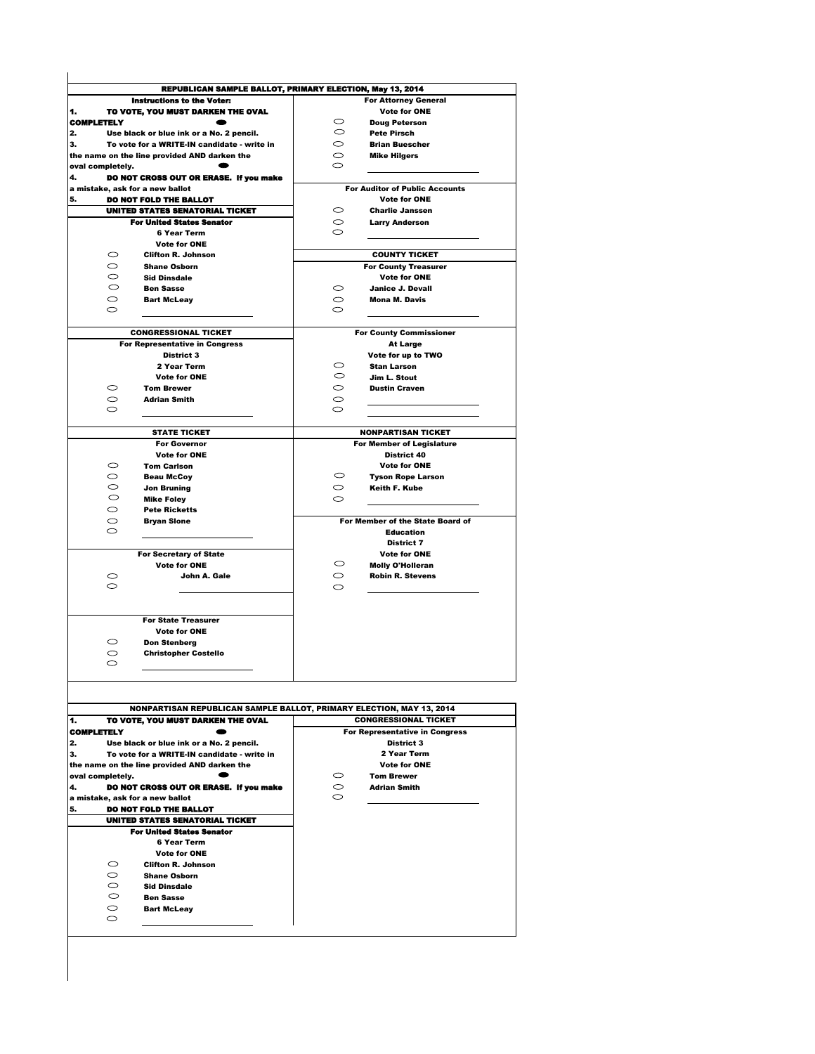## REPUBLICAN SAMPLE BALLOT, PRIMARY ELECTION, May 13, 2014

**Instructions to the Voter:**

1. **TO VOTE, YOU MUST DARKEN THE OVAL COMPLETELY** ⬬
2. Use black or blue ink or a No. 2 pencil.
3. To vote for a WRITE-IN candidate - write in the name on the line provided AND darken the oval completely. ⬬
4. **DO NOT CROSS OUT OR ERASE. If you make a mistake, ask for a new ballot**
5. **DO NOT FOLD THE BALLOT**

### UNITED STATES SENATORIAL TICKET

**For United States Senator**
**6 Year Term**
**Vote for ONE**

- ⬭ Clifton R. Johnson
- ⬭ Shane Osborn
- ⬭ Sid Dinsdale
- ⬭ Ben Sasse
- ⬭ Bart McLeay
- ⬭ ____________________

### CONGRESSIONAL TICKET

**For Representative in Congress**
**District 3**
**2 Year Term**
**Vote for ONE**

- ⬭ Tom Brewer
- ⬭ Adrian Smith
- ⬭ ____________________

### STATE TICKET

**For Governor**
**Vote for ONE**

- ⬭ Tom Carlson
- ⬭ Beau McCoy
- ⬭ Jon Bruning
- ⬭ Mike Foley
- ⬭ Pete Ricketts
- ⬭ Bryan Slone
- ⬭ ____________________

**For Secretary of State**
**Vote for ONE**

- ⬭ John A. Gale
- ⬭ ____________________

**For State Treasurer**
**Vote for ONE**

- ⬭ Don Stenberg
- ⬭ Christopher Costello
- ⬭ ____________________

**For Attorney General**
**Vote for ONE**

- ⬭ Doug Peterson
- ⬭ Pete Pirsch
- ⬭ Brian Buescher
- ⬭ Mike Hilgers
- ⬭ ____________________

**For Auditor of Public Accounts**
**Vote for ONE**

- ⬭ Charlie Janssen
- ⬭ Larry Anderson
- ⬭ ____________________

### COUNTY TICKET

**For County Treasurer**
**Vote for ONE**

- ⬭ Janice J. Devall
- ⬭ Mona M. Davis
- ⬭ ____________________

**For County Commissioner**
**At Large**
**Vote for up to TWO**

- ⬭ Stan Larson
- ⬭ Jim L. Stout
- ⬭ Dustin Craven
- ⬭ ____________________
- ⬭ ____________________

### NONPARTISAN TICKET

**For Member of Legislature**
**District 40**
**Vote for ONE**

- ⬭ Tyson Rope Larson
- ⬭ Keith F. Kube
- ⬭ ____________________

**For Member of the State Board of Education**
**District 7**
**Vote for ONE**

- ⬭ Molly O'Holleran
- ⬭ Robin R. Stevens
- ⬭ ____________________

## NONPARTISAN REPUBLICAN SAMPLE BALLOT, PRIMARY ELECTION, MAY 13, 2014

1. **TO VOTE, YOU MUST DARKEN THE OVAL COMPLETELY** ⬬
2. Use black or blue ink or a No. 2 pencil.
3. To vote for a WRITE-IN candidate - write in the name on the line provided AND darken the oval completely. ⬬
4. **DO NOT CROSS OUT OR ERASE. If you make a mistake, ask for a new ballot**
5. **DO NOT FOLD THE BALLOT**

### UNITED STATES SENATORIAL TICKET

**For United States Senator**
**6 Year Term**
**Vote for ONE**

- ⬭ Clifton R. Johnson
- ⬭ Shane Osborn
- ⬭ Sid Dinsdale
- ⬭ Ben Sasse
- ⬭ Bart McLeay
- ⬭ ____________________

### CONGRESSIONAL TICKET

**For Representative in Congress**
**District 3**
**2 Year Term**
**Vote for ONE**

- ⬭ Tom Brewer
- ⬭ Adrian Smith
- ⬭ ____________________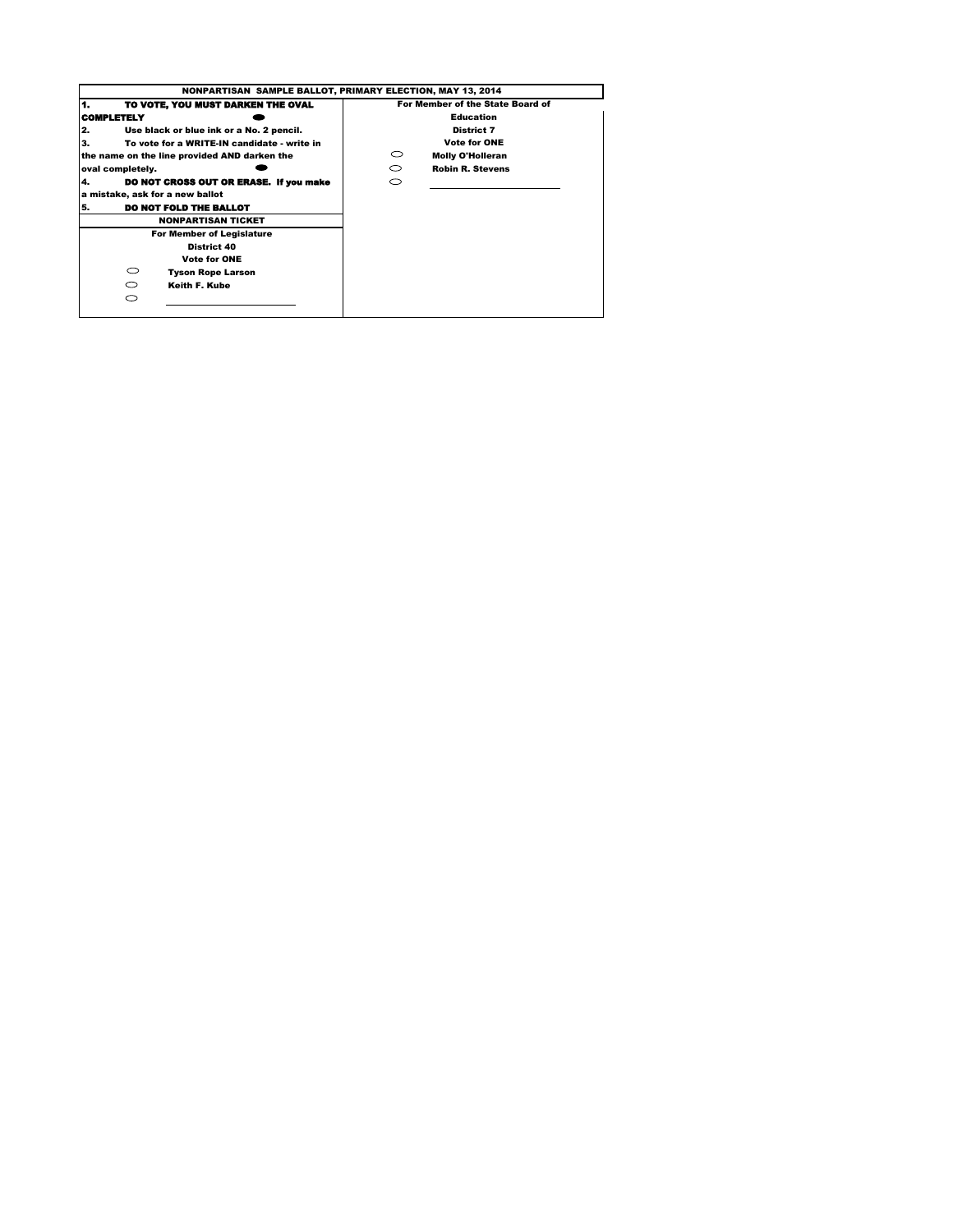## NONPARTISAN SAMPLE BALLOT, PRIMARY ELECTION, MAY 13, 2014

**1. TO VOTE, YOU MUST DARKEN THE OVAL COMPLETELY** ⬬

**2.** Use black or blue ink or a No. 2 pencil.

**3.** To vote for a WRITE-IN candidate - write in the name on the line provided AND darken the oval completely. ⬬

**4. DO NOT CROSS OUT OR ERASE.** If you make a mistake, ask for a new ballot

**5. DO NOT FOLD THE BALLOT**

### NONPARTISAN TICKET

**For Member of Legislature**
**District 40**
**Vote for ONE**

- ⬭ Tyson Rope Larson
- ⬭ Keith F. Kube
- ⬭ ______________________

**For Member of the State Board of Education**
**District 7**
**Vote for ONE**

- ⬭ Molly O'Holleran
- ⬭ Robin R. Stevens
- ⬭ ______________________